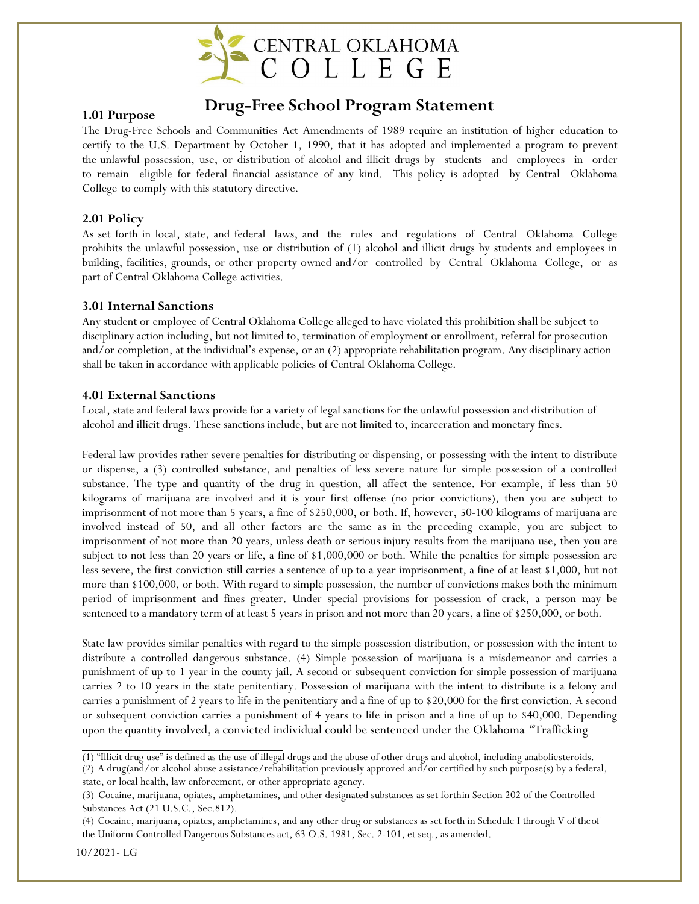CENTRAL OKLAHOMA COLLEGE

# Drug-Free School Program Statement

### 1.01 Purpose

The Drug-Free Schools and Communities Act Amendments of 1989 require an institution of higher education to certify to the U.S. Department by October 1, 1990, that it has adopted and implemented a program to prevent the unlawful possession, use, or distribution of alcohol and illicit drugs by students and employees in order to remain eligible for federal financial assistance of any kind. This policy is adopted by Central Oklahoma College to comply with this statutory directive.

### 2.01 Policy

As set forth in local, state, and federal laws, and the rules and regulations of Central Oklahoma College prohibits the unlawful possession, use or distribution of (1) alcohol and illicit drugs by students and employees in building, facilities, grounds, or other property owned and/or controlled by Central Oklahoma College, or as part of Central Oklahoma College activities.

### 3.01 Internal Sanctions

Any student or employee of Central Oklahoma College alleged to have violated this prohibition shall be subject to disciplinary action including, but not limited to, termination of employment or enrollment, referral for prosecution and/or completion, at the individual's expense, or an (2) appropriate rehabilitation program. Any disciplinary action shall be taken in accordance with applicable policies of Central Oklahoma College.

### 4.01 External Sanctions

Local, state and federal laws provide for a variety of legal sanctions for the unlawful possession and distribution of alcohol and illicit drugs. These sanctions include, but are not limited to, incarceration and monetary fines.

Federal law provides rather severe penalties for distributing or dispensing, or possessing with the intent to distribute or dispense, a (3) controlled substance, and penalties of less severe nature for simple possession of a controlled substance. The type and quantity of the drug in question, all affect the sentence. For example, if less than 50 kilograms of marijuana are involved and it is your first offense (no prior convictions), then you are subject to imprisonment of not more than 5 years, a fine of $250,000, or both. If, however, 50-100 kilograms of marijuana are involved instead of 50, and all other factors are the same as in the preceding example, you are subject to imprisonment of not more than 20 years, unless death or serious injury results from the marijuana use, then you are subject to not less than 20 years or life, a fine of $1,000,000 or both. While the penalties for simple possession are less severe, the first conviction still carries a sentence of up to a year imprisonment, a fine of at least $1,000, but not more than $100,000, or both. With regard to simple possession, the number of convictions makes both the minimum period of imprisonment and fines greater. Under special provisions for possession of crack, a person may be sentenced to a mandatory term of at least 5 years in prison and not more than 20 years, a fine of $250,000, or both.

State law provides similar penalties with regard to the simple possession distribution, or possession with the intent to distribute a controlled dangerous substance. (4) Simple possession of marijuana is a misdemeanor and carries a punishment of up to 1 year in the county jail. A second or subsequent conviction for simple possession of marijuana carries 2 to 10 years in the state penitentiary. Possession of marijuana with the intent to distribute is a felony and carries a punishment of 2 years to life in the penitentiary and a fine of up to $20,000 for the first conviction. A second or subsequent conviction carries a punishment of 4 years to life in prison and a fine of up to $40,000. Depending upon the quantity involved, a convicted individual could be sentenced under the Oklahoma "Trafficking

---

(1) "Illicit drug use" is defined as the use of illegal drugs and the abuse of other drugs and alcohol, including anabolicsteroids.

(2) A drug(and/or alcohol abuse assistance/rehabilitation previously approved and/or certified by such purpose(s) by a federal, state, or local health, law enforcement, or other appropriate agency.

(3) Cocaine, marijuana, opiates, amphetamines, and other designated substances as set forthin Section 202 of the Controlled Substances Act (21 U.S.C., Sec.812).

(4) Cocaine, marijuana, opiates, amphetamines, and any other drug or substances as set forth in Schedule I through V of theof the Uniform Controlled Dangerous Substances act, 63 O.S. 1981, Sec. 2-101, et seq., as amended.

10/2021- LG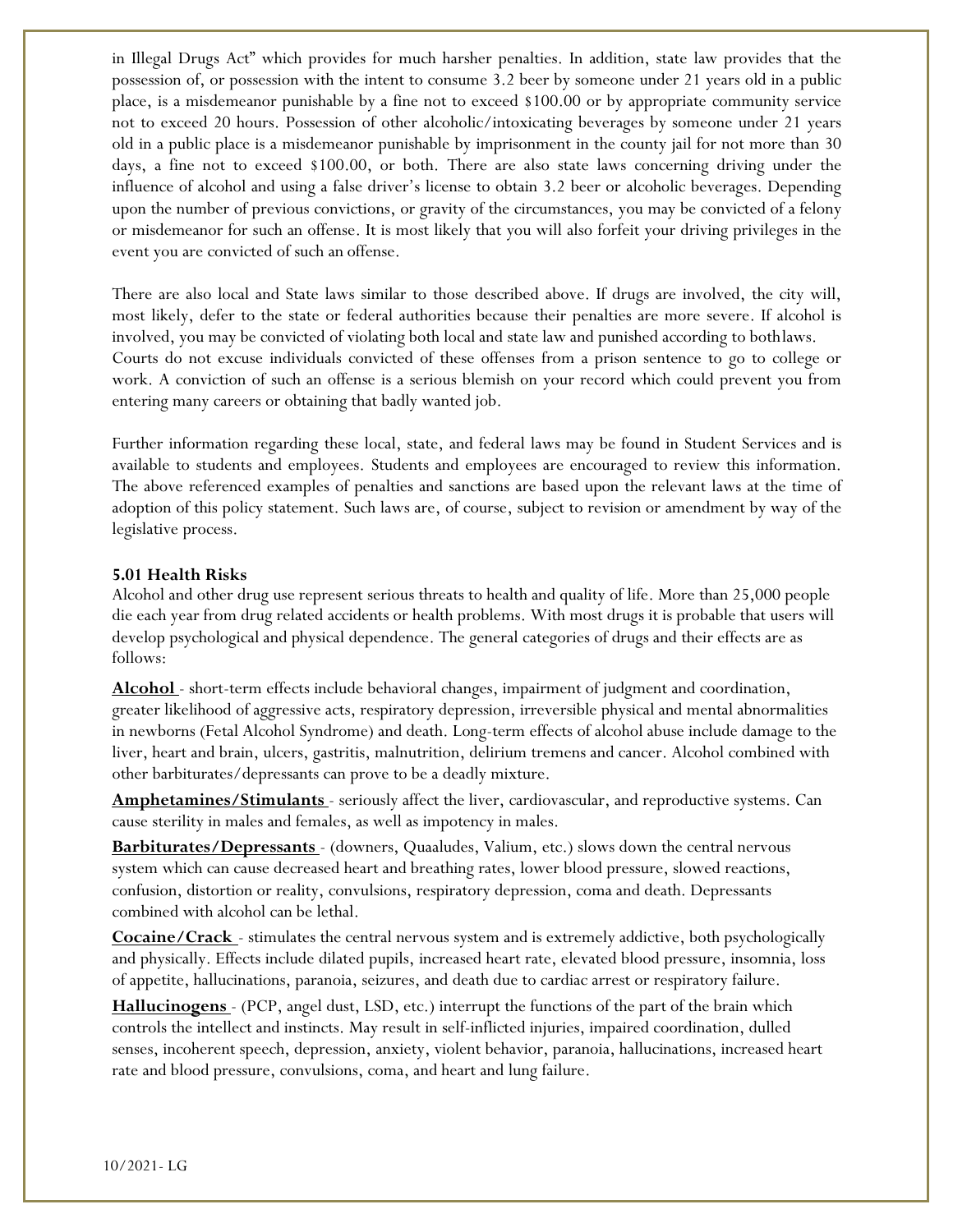in Illegal Drugs Act" which provides for much harsher penalties. In addition, state law provides that the possession of, or possession with the intent to consume 3.2 beer by someone under 21 years old in a public place, is a misdemeanor punishable by a fine not to exceed $100.00 or by appropriate community service not to exceed 20 hours. Possession of other alcoholic/intoxicating beverages by someone under 21 years old in a public place is a misdemeanor punishable by imprisonment in the county jail for not more than 30 days, a fine not to exceed $100.00, or both. There are also state laws concerning driving under the influence of alcohol and using a false driver's license to obtain 3.2 beer or alcoholic beverages. Depending upon the number of previous convictions, or gravity of the circumstances, you may be convicted of a felony or misdemeanor for such an offense. It is most likely that you will also forfeit your driving privileges in the event you are convicted of such an offense.

There are also local and State laws similar to those described above. If drugs are involved, the city will, most likely, defer to the state or federal authorities because their penalties are more severe. If alcohol is involved, you may be convicted of violating both local and state law and punished according to both laws. Courts do not excuse individuals convicted of these offenses from a prison sentence to go to college or work. A conviction of such an offense is a serious blemish on your record which could prevent you from entering many careers or obtaining that badly wanted job.

Further information regarding these local, state, and federal laws may be found in Student Services and is available to students and employees. Students and employees are encouraged to review this information. The above referenced examples of penalties and sanctions are based upon the relevant laws at the time of adoption of this policy statement. Such laws are, of course, subject to revision or amendment by way of the legislative process.

**5.01 Health Risks**

Alcohol and other drug use represent serious threats to health and quality of life. More than 25,000 people die each year from drug related accidents or health problems. With most drugs it is probable that users will develop psychological and physical dependence. The general categories of drugs and their effects are as follows:

**Alcohol** - short-term effects include behavioral changes, impairment of judgment and coordination, greater likelihood of aggressive acts, respiratory depression, irreversible physical and mental abnormalities in newborns (Fetal Alcohol Syndrome) and death. Long-term effects of alcohol abuse include damage to the liver, heart and brain, ulcers, gastritis, malnutrition, delirium tremens and cancer. Alcohol combined with other barbiturates/depressants can prove to be a deadly mixture.

**Amphetamines/Stimulants** - seriously affect the liver, cardiovascular, and reproductive systems. Can cause sterility in males and females, as well as impotency in males.

**Barbiturates/Depressants** - (downers, Quaaludes, Valium, etc.) slows down the central nervous system which can cause decreased heart and breathing rates, lower blood pressure, slowed reactions, confusion, distortion or reality, convulsions, respiratory depression, coma and death. Depressants combined with alcohol can be lethal.

**Cocaine/Crack** - stimulates the central nervous system and is extremely addictive, both psychologically and physically. Effects include dilated pupils, increased heart rate, elevated blood pressure, insomnia, loss of appetite, hallucinations, paranoia, seizures, and death due to cardiac arrest or respiratory failure.

**Hallucinogens** - (PCP, angel dust, LSD, etc.) interrupt the functions of the part of the brain which controls the intellect and instincts. May result in self-inflicted injuries, impaired coordination, dulled senses, incoherent speech, depression, anxiety, violent behavior, paranoia, hallucinations, increased heart rate and blood pressure, convulsions, coma, and heart and lung failure.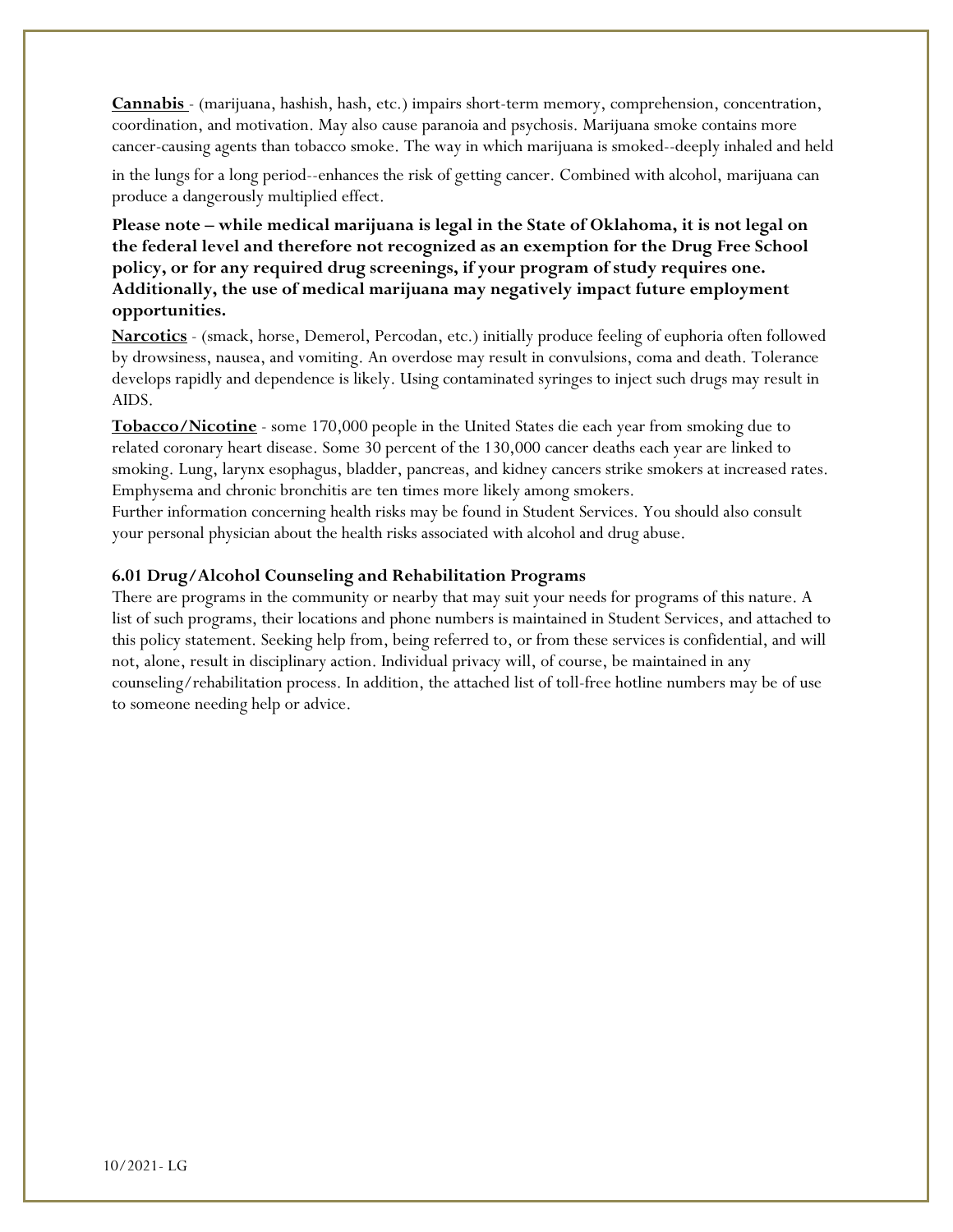**Cannabis** - (marijuana, hashish, hash, etc.) impairs short-term memory, comprehension, concentration, coordination, and motivation. May also cause paranoia and psychosis. Marijuana smoke contains more cancer-causing agents than tobacco smoke. The way in which marijuana is smoked--deeply inhaled and held in the lungs for a long period--enhances the risk of getting cancer. Combined with alcohol, marijuana can produce a dangerously multiplied effect.

**Please note – while medical marijuana is legal in the State of Oklahoma, it is not legal on the federal level and therefore not recognized as an exemption for the Drug Free School policy, or for any required drug screenings, if your program of study requires one. Additionally, the use of medical marijuana may negatively impact future employment opportunities.**

**Narcotics** - (smack, horse, Demerol, Percodan, etc.) initially produce feeling of euphoria often followed by drowsiness, nausea, and vomiting. An overdose may result in convulsions, coma and death. Tolerance develops rapidly and dependence is likely. Using contaminated syringes to inject such drugs may result in AIDS.

**Tobacco/Nicotine** - some 170,000 people in the United States die each year from smoking due to related coronary heart disease. Some 30 percent of the 130,000 cancer deaths each year are linked to smoking. Lung, larynx esophagus, bladder, pancreas, and kidney cancers strike smokers at increased rates. Emphysema and chronic bronchitis are ten times more likely among smokers.
Further information concerning health risks may be found in Student Services. You should also consult your personal physician about the health risks associated with alcohol and drug abuse.

### 6.01 Drug/Alcohol Counseling and Rehabilitation Programs

There are programs in the community or nearby that may suit your needs for programs of this nature. A list of such programs, their locations and phone numbers is maintained in Student Services, and attached to this policy statement. Seeking help from, being referred to, or from these services is confidential, and will not, alone, result in disciplinary action. Individual privacy will, of course, be maintained in any counseling/rehabilitation process. In addition, the attached list of toll-free hotline numbers may be of use to someone needing help or advice.

10/2021- LG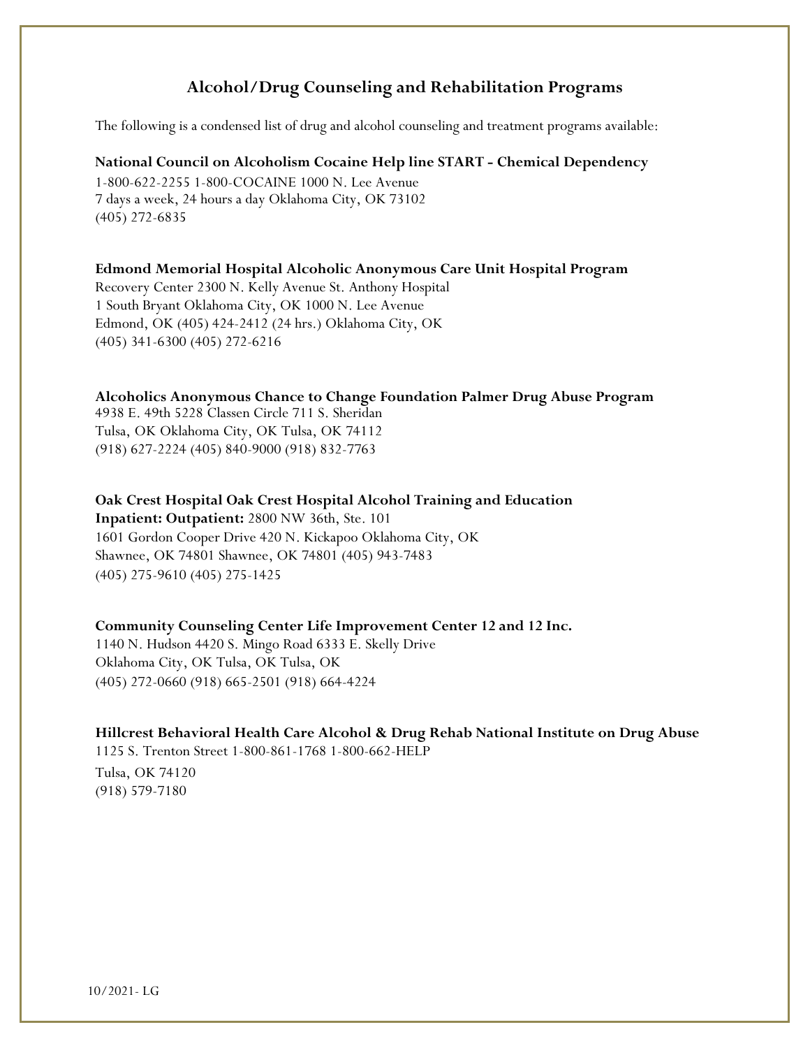## Alcohol/Drug Counseling and Rehabilitation Programs

The following is a condensed list of drug and alcohol counseling and treatment programs available:

**National Council on Alcoholism Cocaine Help line START - Chemical Dependency**
1-800-622-2255 1-800-COCAINE 1000 N. Lee Avenue
7 days a week, 24 hours a day Oklahoma City, OK 73102
(405) 272-6835

**Edmond Memorial Hospital Alcoholic Anonymous Care Unit Hospital Program**
Recovery Center 2300 N. Kelly Avenue St. Anthony Hospital
1 South Bryant Oklahoma City, OK 1000 N. Lee Avenue
Edmond, OK (405) 424-2412 (24 hrs.) Oklahoma City, OK
(405) 341-6300 (405) 272-6216

**Alcoholics Anonymous Chance to Change Foundation Palmer Drug Abuse Program**
4938 E. 49th 5228 Classen Circle 711 S. Sheridan
Tulsa, OK Oklahoma City, OK Tulsa, OK 74112
(918) 627-2224 (405) 840-9000 (918) 832-7763

**Oak Crest Hospital Oak Crest Hospital Alcohol Training and Education**
**Inpatient: Outpatient:** 2800 NW 36th, Ste. 101
1601 Gordon Cooper Drive 420 N. Kickapoo Oklahoma City, OK
Shawnee, OK 74801 Shawnee, OK 74801 (405) 943-7483
(405) 275-9610 (405) 275-1425

**Community Counseling Center Life Improvement Center 12 and 12 Inc.**
1140 N. Hudson 4420 S. Mingo Road 6333 E. Skelly Drive
Oklahoma City, OK Tulsa, OK Tulsa, OK
(405) 272-0660 (918) 665-2501 (918) 664-4224

**Hillcrest Behavioral Health Care Alcohol & Drug Rehab National Institute on Drug Abuse**
1125 S. Trenton Street 1-800-861-1768 1-800-662-HELP
Tulsa, OK 74120
(918) 579-7180

10/2021- LG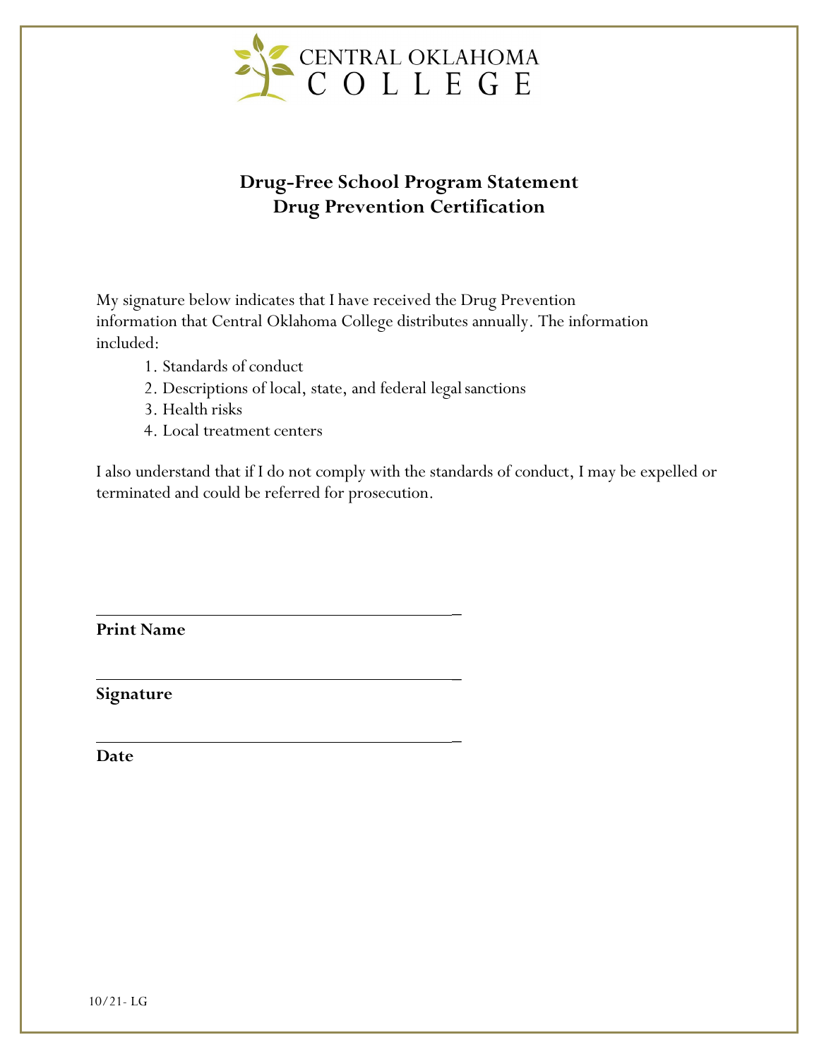CENTRAL OKLAHOMA
COLLEGE

# Drug-Free School Program Statement
# Drug Prevention Certification

My signature below indicates that I have received the Drug Prevention information that Central Oklahoma College distributes annually. The information included:

1. Standards of conduct
2. Descriptions of local, state, and federal legal sanctions
3. Health risks
4. Local treatment centers

I also understand that if I do not comply with the standards of conduct, I may be expelled or terminated and could be referred for prosecution.

______________________________________________

**Print Name**

______________________________________________

**Signature**

______________________________________________

**Date**

10/21- LG